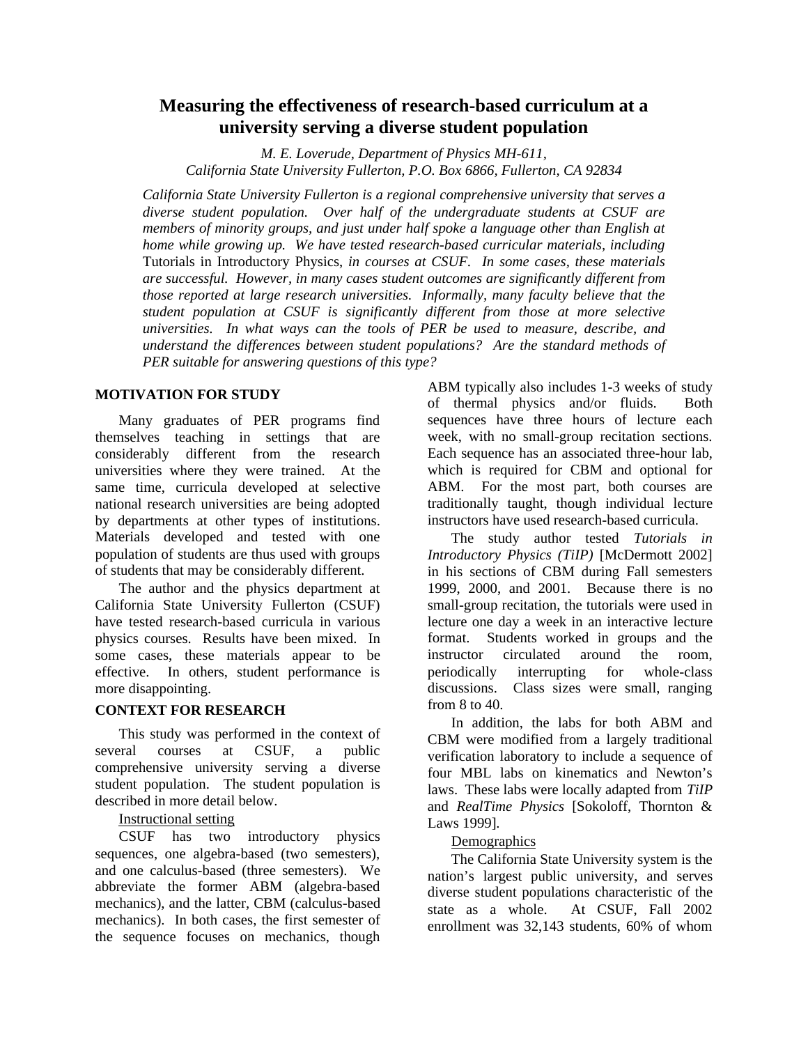# Measuring the effectiveness of research-based curriculum at a university serving a diverse student population

*M. E. Loverude, Department of Physics MH-611,*
*California State University Fullerton, P.O. Box 6866, Fullerton, CA 92834*

*California State University Fullerton is a regional comprehensive university that serves a diverse student population. Over half of the undergraduate students at CSUF are members of minority groups, and just under half spoke a language other than English at home while growing up. We have tested research-based curricular materials, including* Tutorials in Introductory Physics, *in courses at CSUF. In some cases, these materials are successful. However, in many cases student outcomes are significantly different from those reported at large research universities. Informally, many faculty believe that the student population at CSUF is significantly different from those at more selective universities. In what ways can the tools of PER be used to measure, describe, and understand the differences between student populations? Are the standard methods of PER suitable for answering questions of this type?*

## MOTIVATION FOR STUDY

Many graduates of PER programs find themselves teaching in settings that are considerably different from the research universities where they were trained. At the same time, curricula developed at selective national research universities are being adopted by departments at other types of institutions. Materials developed and tested with one population of students are thus used with groups of students that may be considerably different.

The author and the physics department at California State University Fullerton (CSUF) have tested research-based curricula in various physics courses. Results have been mixed. In some cases, these materials appear to be effective. In others, student performance is more disappointing.

## CONTEXT FOR RESEARCH

This study was performed in the context of several courses at CSUF, a public comprehensive university serving a diverse student population. The student population is described in more detail below.

<u>Instructional setting</u>

CSUF has two introductory physics sequences, one algebra-based (two semesters), and one calculus-based (three semesters). We abbreviate the former ABM (algebra-based mechanics), and the latter, CBM (calculus-based mechanics). In both cases, the first semester of the sequence focuses on mechanics, though ABM typically also includes 1-3 weeks of study of thermal physics and/or fluids. Both sequences have three hours of lecture each week, with no small-group recitation sections. Each sequence has an associated three-hour lab, which is required for CBM and optional for ABM. For the most part, both courses are traditionally taught, though individual lecture instructors have used research-based curricula.

The study author tested *Tutorials in Introductory Physics (TiIP)* [McDermott 2002] in his sections of CBM during Fall semesters 1999, 2000, and 2001. Because there is no small-group recitation, the tutorials were used in lecture one day a week in an interactive lecture format. Students worked in groups and the instructor circulated around the room, periodically interrupting for whole-class discussions. Class sizes were small, ranging from 8 to 40.

In addition, the labs for both ABM and CBM were modified from a largely traditional verification laboratory to include a sequence of four MBL labs on kinematics and Newton's laws. These labs were locally adapted from *TiIP* and *RealTime Physics* [Sokoloff, Thornton & Laws 1999].

<u>Demographics</u>

The California State University system is the nation's largest public university, and serves diverse student populations characteristic of the state as a whole. At CSUF, Fall 2002 enrollment was 32,143 students, 60% of whom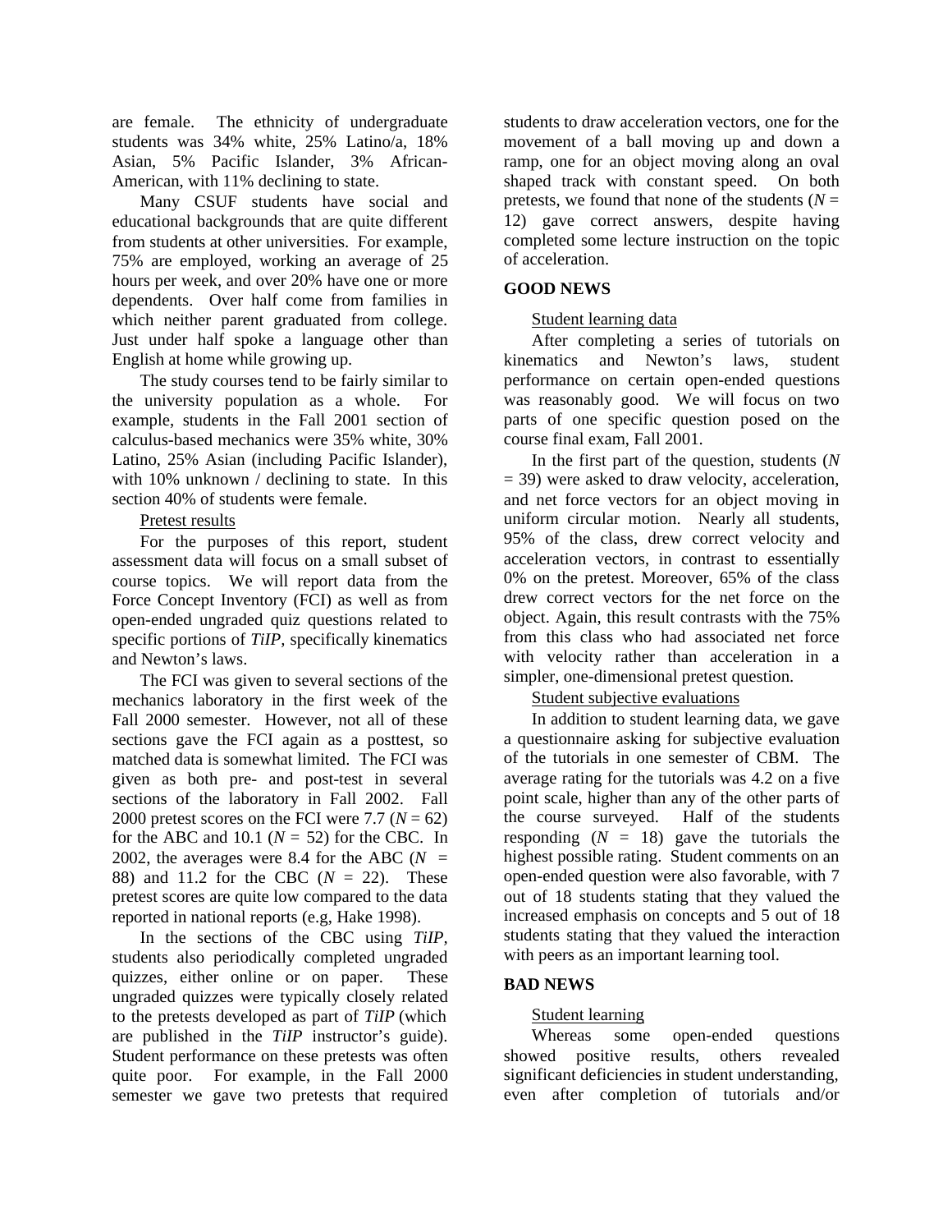are female. The ethnicity of undergraduate students was 34% white, 25% Latino/a, 18% Asian, 5% Pacific Islander, 3% African-American, with 11% declining to state.

Many CSUF students have social and educational backgrounds that are quite different from students at other universities. For example, 75% are employed, working an average of 25 hours per week, and over 20% have one or more dependents. Over half come from families in which neither parent graduated from college. Just under half spoke a language other than English at home while growing up.

The study courses tend to be fairly similar to the university population as a whole. For example, students in the Fall 2001 section of calculus-based mechanics were 35% white, 30% Latino, 25% Asian (including Pacific Islander), with 10% unknown / declining to state. In this section 40% of students were female.

<u>Pretest results</u>

For the purposes of this report, student assessment data will focus on a small subset of course topics. We will report data from the Force Concept Inventory (FCI) as well as from open-ended ungraded quiz questions related to specific portions of *TiIP*, specifically kinematics and Newton's laws.

The FCI was given to several sections of the mechanics laboratory in the first week of the Fall 2000 semester. However, not all of these sections gave the FCI again as a posttest, so matched data is somewhat limited. The FCI was given as both pre- and post-test in several sections of the laboratory in Fall 2002. Fall 2000 pretest scores on the FCI were 7.7 ($N = 62$) for the ABC and 10.1 ($N = 52$) for the CBC. In 2002, the averages were 8.4 for the ABC ($N = 88$) and 11.2 for the CBC ($N = 22$). These pretest scores are quite low compared to the data reported in national reports (e.g, Hake 1998).

In the sections of the CBC using *TiIP*, students also periodically completed ungraded quizzes, either online or on paper. These ungraded quizzes were typically closely related to the pretests developed as part of *TiIP* (which are published in the *TiIP* instructor's guide). Student performance on these pretests was often quite poor. For example, in the Fall 2000 semester we gave two pretests that required students to draw acceleration vectors, one for the movement of a ball moving up and down a ramp, one for an object moving along an oval shaped track with constant speed. On both pretests, we found that none of the students ($N = 12$) gave correct answers, despite having completed some lecture instruction on the topic of acceleration.

## GOOD NEWS

<u>Student learning data</u>

After completing a series of tutorials on kinematics and Newton's laws, student performance on certain open-ended questions was reasonably good. We will focus on two parts of one specific question posed on the course final exam, Fall 2001.

In the first part of the question, students ($N = 39$) were asked to draw velocity, acceleration, and net force vectors for an object moving in uniform circular motion. Nearly all students, 95% of the class, drew correct velocity and acceleration vectors, in contrast to essentially 0% on the pretest. Moreover, 65% of the class drew correct vectors for the net force on the object. Again, this result contrasts with the 75% from this class who had associated net force with velocity rather than acceleration in a simpler, one-dimensional pretest question.

<u>Student subjective evaluations</u>

In addition to student learning data, we gave a questionnaire asking for subjective evaluation of the tutorials in one semester of CBM. The average rating for the tutorials was 4.2 on a five point scale, higher than any of the other parts of the course surveyed. Half of the students responding ($N = 18$) gave the tutorials the highest possible rating. Student comments on an open-ended question were also favorable, with 7 out of 18 students stating that they valued the increased emphasis on concepts and 5 out of 18 students stating that they valued the interaction with peers as an important learning tool.

## BAD NEWS

<u>Student learning</u>

Whereas some open-ended questions showed positive results, others revealed significant deficiencies in student understanding, even after completion of tutorials and/or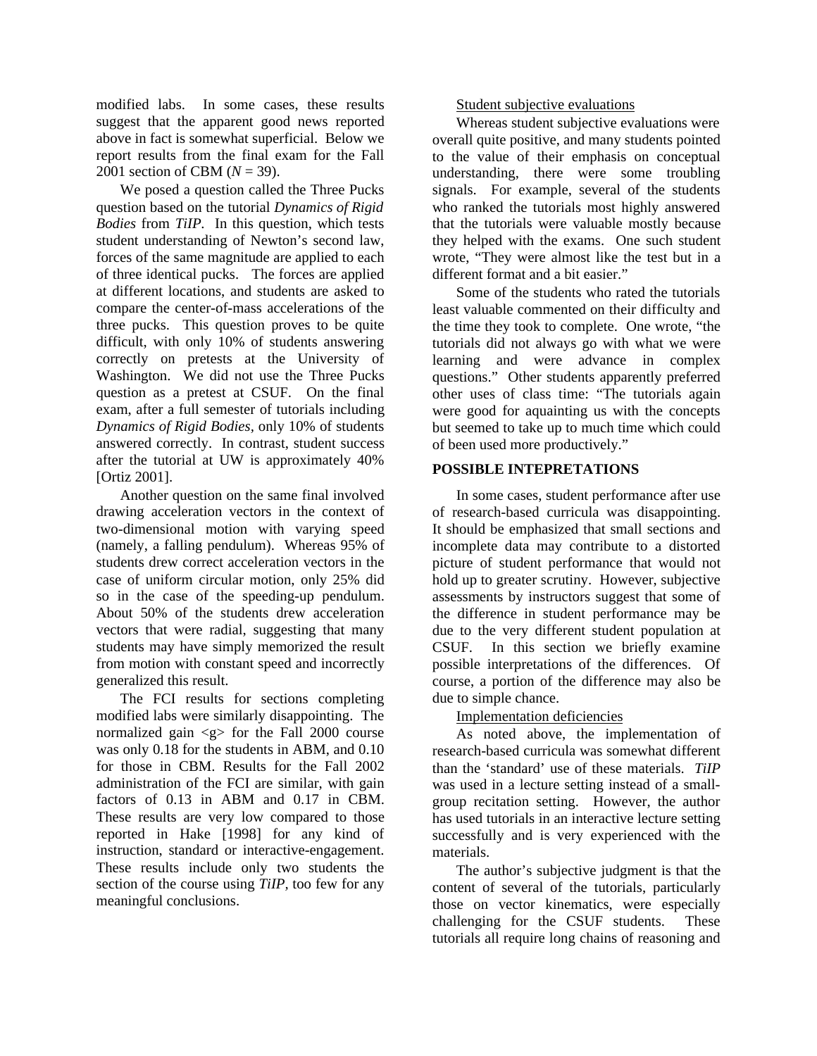modified labs. In some cases, these results suggest that the apparent good news reported above in fact is somewhat superficial. Below we report results from the final exam for the Fall 2001 section of CBM (*N* = 39).

We posed a question called the Three Pucks question based on the tutorial *Dynamics of Rigid Bodies* from *TiIP*. In this question, which tests student understanding of Newton's second law, forces of the same magnitude are applied to each of three identical pucks. The forces are applied at different locations, and students are asked to compare the center-of-mass accelerations of the three pucks. This question proves to be quite difficult, with only 10% of students answering correctly on pretests at the University of Washington. We did not use the Three Pucks question as a pretest at CSUF. On the final exam, after a full semester of tutorials including *Dynamics of Rigid Bodies*, only 10% of students answered correctly. In contrast, student success after the tutorial at UW is approximately 40% [Ortiz 2001].

Another question on the same final involved drawing acceleration vectors in the context of two-dimensional motion with varying speed (namely, a falling pendulum). Whereas 95% of students drew correct acceleration vectors in the case of uniform circular motion, only 25% did so in the case of the speeding-up pendulum. About 50% of the students drew acceleration vectors that were radial, suggesting that many students may have simply memorized the result from motion with constant speed and incorrectly generalized this result.

The FCI results for sections completing modified labs were similarly disappointing. The normalized gain <g> for the Fall 2000 course was only 0.18 for the students in ABM, and 0.10 for those in CBM. Results for the Fall 2002 administration of the FCI are similar, with gain factors of 0.13 in ABM and 0.17 in CBM. These results are very low compared to those reported in Hake [1998] for any kind of instruction, standard or interactive-engagement. These results include only two students the section of the course using *TiIP*, too few for any meaningful conclusions.

Student subjective evaluations

Whereas student subjective evaluations were overall quite positive, and many students pointed to the value of their emphasis on conceptual understanding, there were some troubling signals. For example, several of the students who ranked the tutorials most highly answered that the tutorials were valuable mostly because they helped with the exams. One such student wrote, "They were almost like the test but in a different format and a bit easier."

Some of the students who rated the tutorials least valuable commented on their difficulty and the time they took to complete. One wrote, "the tutorials did not always go with what we were learning and were advance in complex questions." Other students apparently preferred other uses of class time: "The tutorials again were good for aquainting us with the concepts but seemed to take up to much time which could of been used more productively."

## POSSIBLE INTEPRETATIONS

In some cases, student performance after use of research-based curricula was disappointing. It should be emphasized that small sections and incomplete data may contribute to a distorted picture of student performance that would not hold up to greater scrutiny. However, subjective assessments by instructors suggest that some of the difference in student performance may be due to the very different student population at CSUF. In this section we briefly examine possible interpretations of the differences. Of course, a portion of the difference may also be due to simple chance.

Implementation deficiencies

As noted above, the implementation of research-based curricula was somewhat different than the 'standard' use of these materials. *TiIP* was used in a lecture setting instead of a small-group recitation setting. However, the author has used tutorials in an interactive lecture setting successfully and is very experienced with the materials.

The author's subjective judgment is that the content of several of the tutorials, particularly those on vector kinematics, were especially challenging for the CSUF students. These tutorials all require long chains of reasoning and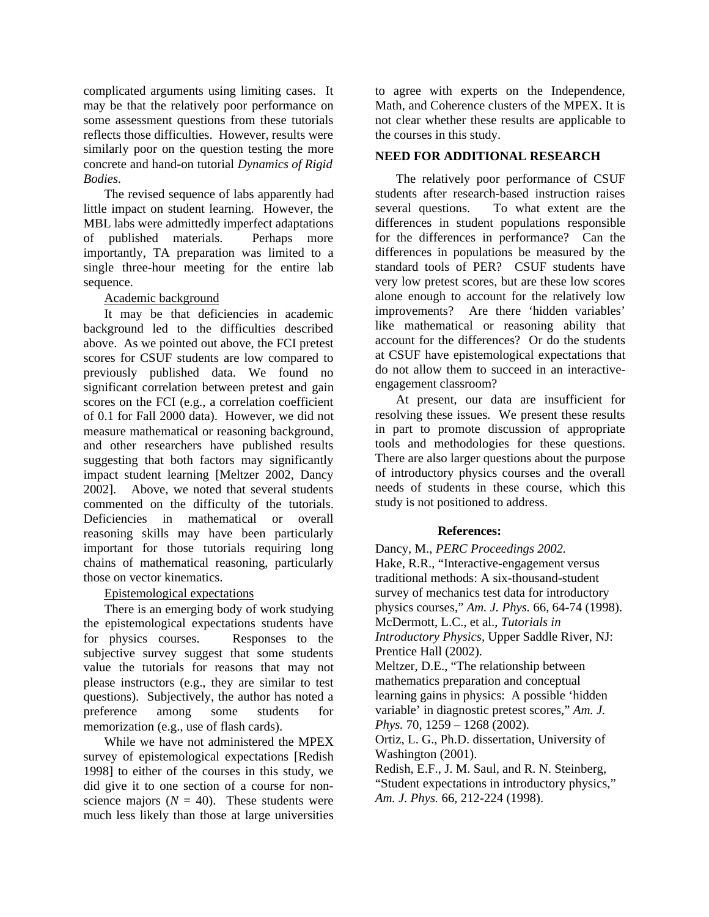complicated arguments using limiting cases. It may be that the relatively poor performance on some assessment questions from these tutorials reflects those difficulties. However, results were similarly poor on the question testing the more concrete and hand-on tutorial *Dynamics of Rigid Bodies.*

The revised sequence of labs apparently had little impact on student learning. However, the MBL labs were admittedly imperfect adaptations of published materials. Perhaps more importantly, TA preparation was limited to a single three-hour meeting for the entire lab sequence.

Academic background

It may be that deficiencies in academic background led to the difficulties described above. As we pointed out above, the FCI pretest scores for CSUF students are low compared to previously published data. We found no significant correlation between pretest and gain scores on the FCI (e.g., a correlation coefficient of 0.1 for Fall 2000 data). However, we did not measure mathematical or reasoning background, and other researchers have published results suggesting that both factors may significantly impact student learning [Meltzer 2002, Dancy 2002]. Above, we noted that several students commented on the difficulty of the tutorials. Deficiencies in mathematical or overall reasoning skills may have been particularly important for those tutorials requiring long chains of mathematical reasoning, particularly those on vector kinematics.

Epistemological expectations

There is an emerging body of work studying the epistemological expectations students have for physics courses. Responses to the subjective survey suggest that some students value the tutorials for reasons that may not please instructors (e.g., they are similar to test questions). Subjectively, the author has noted a preference among some students for memorization (e.g., use of flash cards).

While we have not administered the MPEX survey of epistemological expectations [Redish 1998] to either of the courses in this study, we did give it to one section of a course for non-science majors ($N$ = 40). These students were much less likely than those at large universities to agree with experts on the Independence, Math, and Coherence clusters of the MPEX. It is not clear whether these results are applicable to the courses in this study.

## NEED FOR ADDITIONAL RESEARCH

The relatively poor performance of CSUF students after research-based instruction raises several questions. To what extent are the differences in student populations responsible for the differences in performance? Can the differences in populations be measured by the standard tools of PER? CSUF students have very low pretest scores, but are these low scores alone enough to account for the relatively low improvements? Are there 'hidden variables' like mathematical or reasoning ability that account for the differences? Or do the students at CSUF have epistemological expectations that do not allow them to succeed in an interactive-engagement classroom?

At present, our data are insufficient for resolving these issues. We present these results in part to promote discussion of appropriate tools and methodologies for these questions. There are also larger questions about the purpose of introductory physics courses and the overall needs of students in these course, which this study is not positioned to address.

### References:

Dancy, M., *PERC Proceedings 2002.*

Hake, R.R., "Interactive-engagement versus traditional methods: A six-thousand-student survey of mechanics test data for introductory physics courses," *Am. J. Phys.* 66, 64-74 (1998).

McDermott, L.C., et al., *Tutorials in Introductory Physics*, Upper Saddle River, NJ: Prentice Hall (2002).

Meltzer, D.E., "The relationship between mathematics preparation and conceptual learning gains in physics: A possible 'hidden variable' in diagnostic pretest scores," *Am. J. Phys.* 70, 1259 – 1268 (2002).

Ortiz, L. G., Ph.D. dissertation, University of Washington (2001).

Redish, E.F., J. M. Saul, and R. N. Steinberg, "Student expectations in introductory physics," *Am. J. Phys.* 66, 212-224 (1998).